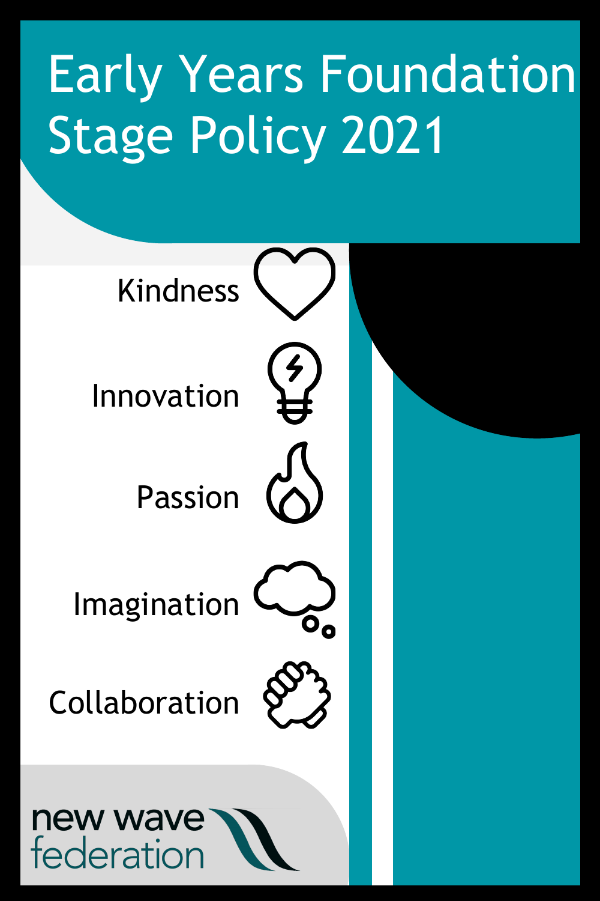# Early Years Foundation Stage Policy 2021

Kindness

Innovation

Passion

Imagination

Collaboration

new wave federation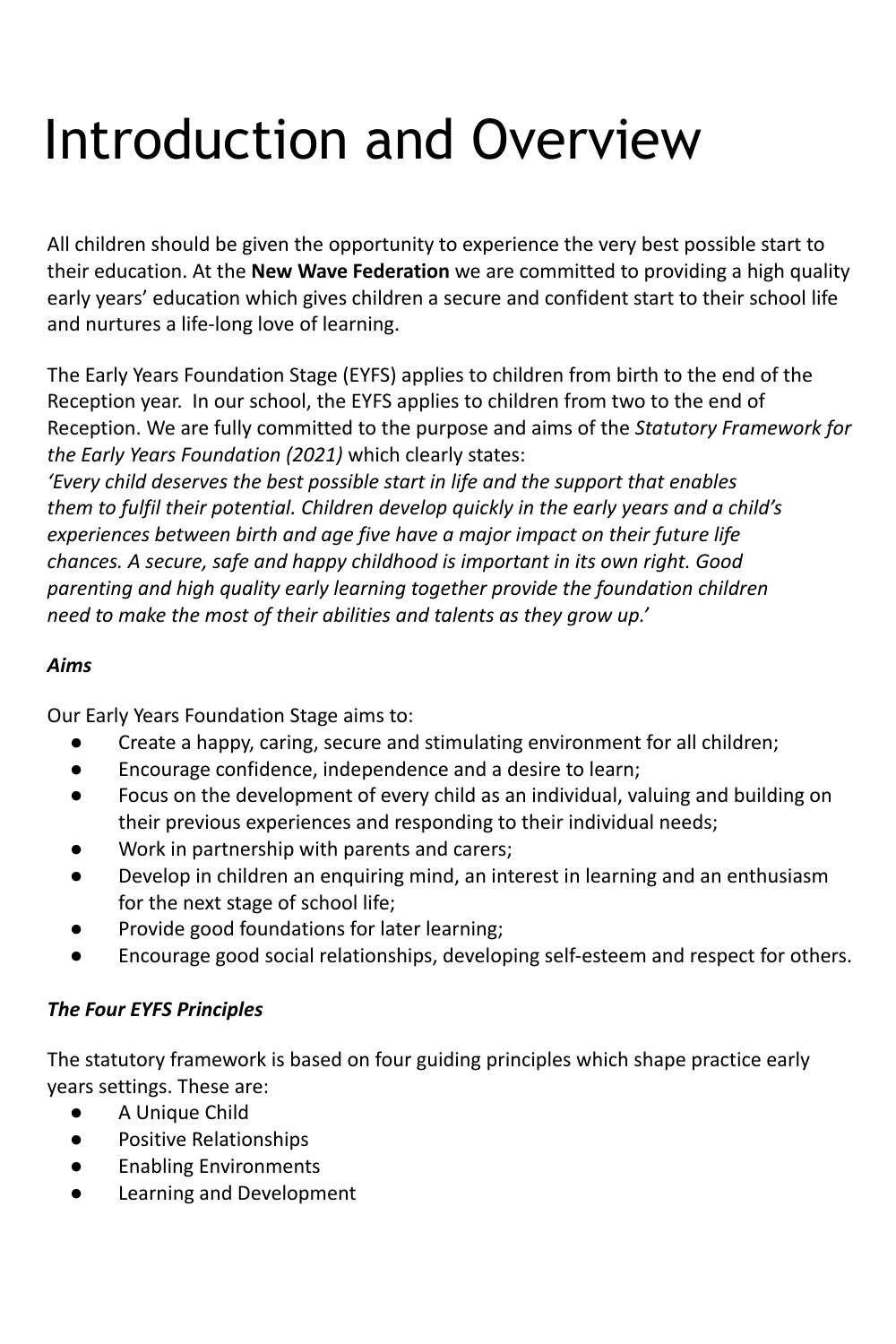# Introduction and Overview

All children should be given the opportunity to experience the very best possible start to their education. At the **New Wave Federation** we are committed to providing a high quality early years' education which gives children a secure and confident start to their school life and nurtures a life-long love of learning.

The Early Years Foundation Stage (EYFS) applies to children from birth to the end of the Reception year. In our school, the EYFS applies to children from two to the end of Reception. We are fully committed to the purpose and aims of the *Statutory Framework for the Early Years Foundation (2021)* which clearly states:
*'Every child deserves the best possible start in life and the support that enables them to fulfil their potential. Children develop quickly in the early years and a child's experiences between birth and age five have a major impact on their future life chances. A secure, safe and happy childhood is important in its own right. Good parenting and high quality early learning together provide the foundation children need to make the most of their abilities and talents as they grow up.'*

***Aims***

Our Early Years Foundation Stage aims to:

- Create a happy, caring, secure and stimulating environment for all children;
- Encourage confidence, independence and a desire to learn;
- Focus on the development of every child as an individual, valuing and building on their previous experiences and responding to their individual needs;
- Work in partnership with parents and carers;
- Develop in children an enquiring mind, an interest in learning and an enthusiasm for the next stage of school life;
- Provide good foundations for later learning;
- Encourage good social relationships, developing self-esteem and respect for others.

***The Four EYFS Principles***

The statutory framework is based on four guiding principles which shape practice early years settings. These are:

- A Unique Child
- Positive Relationships
- Enabling Environments
- Learning and Development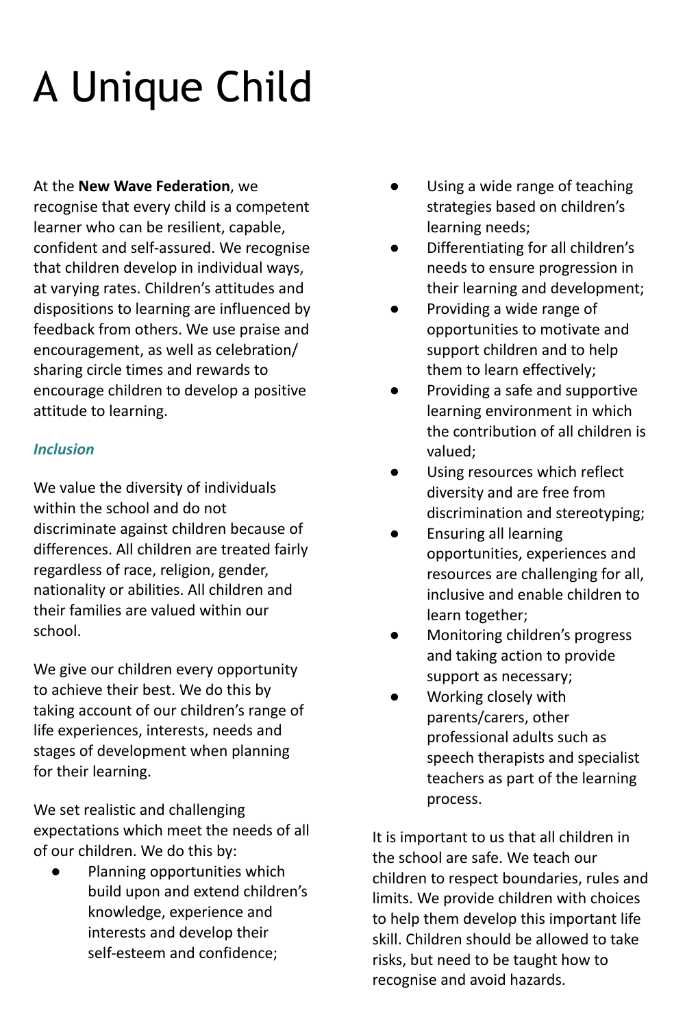# A Unique Child

At the **New Wave Federation**, we recognise that every child is a competent learner who can be resilient, capable, confident and self-assured. We recognise that children develop in individual ways, at varying rates. Children's attitudes and dispositions to learning are influenced by feedback from others. We use praise and encouragement, as well as celebration/ sharing circle times and rewards to encourage children to develop a positive attitude to learning.

***Inclusion***

We value the diversity of individuals within the school and do not discriminate against children because of differences. All children are treated fairly regardless of race, religion, gender, nationality or abilities. All children and their families are valued within our school.

We give our children every opportunity to achieve their best. We do this by taking account of our children's range of life experiences, interests, needs and stages of development when planning for their learning.

We set realistic and challenging expectations which meet the needs of all of our children. We do this by:

- Planning opportunities which build upon and extend children's knowledge, experience and interests and develop their self-esteem and confidence;
- Using a wide range of teaching strategies based on children's learning needs;
- Differentiating for all children's needs to ensure progression in their learning and development;
- Providing a wide range of opportunities to motivate and support children and to help them to learn effectively;
- Providing a safe and supportive learning environment in which the contribution of all children is valued;
- Using resources which reflect diversity and are free from discrimination and stereotyping;
- Ensuring all learning opportunities, experiences and resources are challenging for all, inclusive and enable children to learn together;
- Monitoring children's progress and taking action to provide support as necessary;
- Working closely with parents/carers, other professional adults such as speech therapists and specialist teachers as part of the learning process.

It is important to us that all children in the school are safe. We teach our children to respect boundaries, rules and limits. We provide children with choices to help them develop this important life skill. Children should be allowed to take risks, but need to be taught how to recognise and avoid hazards.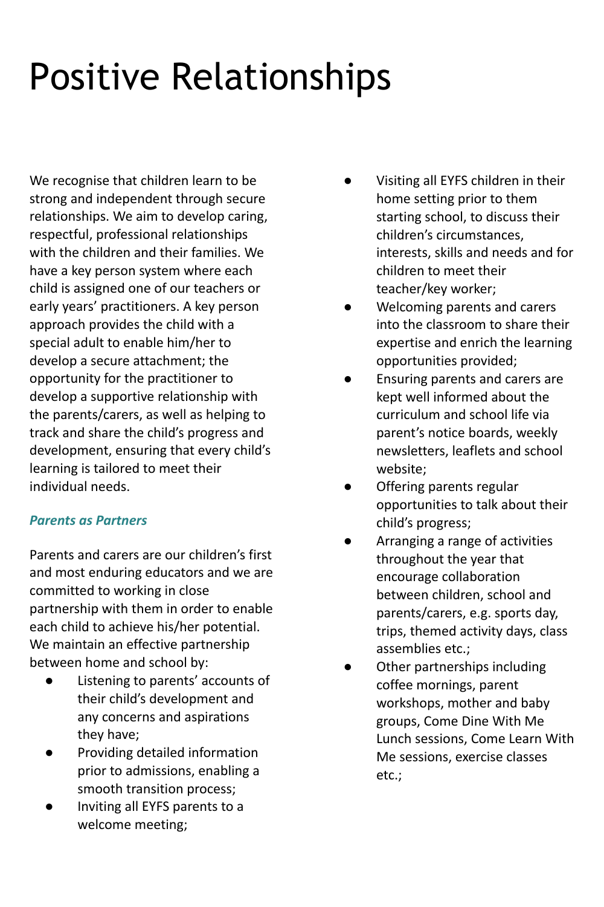# Positive Relationships

We recognise that children learn to be strong and independent through secure relationships. We aim to develop caring, respectful, professional relationships with the children and their families. We have a key person system where each child is assigned one of our teachers or early years' practitioners. A key person approach provides the child with a special adult to enable him/her to develop a secure attachment; the opportunity for the practitioner to develop a supportive relationship with the parents/carers, as well as helping to track and share the child's progress and development, ensuring that every child's learning is tailored to meet their individual needs.

***Parents as Partners***

Parents and carers are our children's first and most enduring educators and we are committed to working in close partnership with them in order to enable each child to achieve his/her potential. We maintain an effective partnership between home and school by:

- Listening to parents' accounts of their child's development and any concerns and aspirations they have;
- Providing detailed information prior to admissions, enabling a smooth transition process;
- Inviting all EYFS parents to a welcome meeting;
- Visiting all EYFS children in their home setting prior to them starting school, to discuss their children's circumstances, interests, skills and needs and for children to meet their teacher/key worker;
- Welcoming parents and carers into the classroom to share their expertise and enrich the learning opportunities provided;
- Ensuring parents and carers are kept well informed about the curriculum and school life via parent's notice boards, weekly newsletters, leaflets and school website;
- Offering parents regular opportunities to talk about their child's progress;
- Arranging a range of activities throughout the year that encourage collaboration between children, school and parents/carers, e.g. sports day, trips, themed activity days, class assemblies etc.;
- Other partnerships including coffee mornings, parent workshops, mother and baby groups, Come Dine With Me Lunch sessions, Come Learn With Me sessions, exercise classes etc.;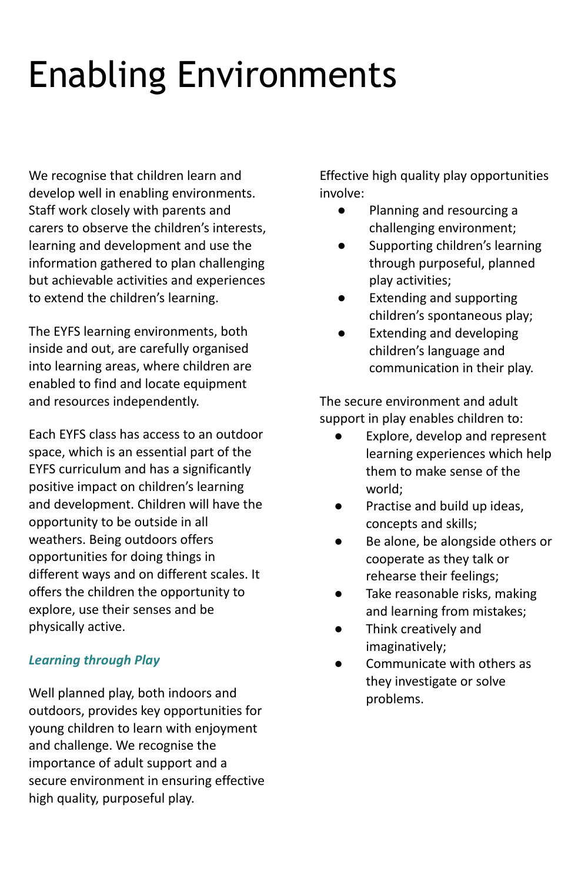# Enabling Environments

We recognise that children learn and develop well in enabling environments. Staff work closely with parents and carers to observe the children's interests, learning and development and use the information gathered to plan challenging but achievable activities and experiences to extend the children's learning.

The EYFS learning environments, both inside and out, are carefully organised into learning areas, where children are enabled to find and locate equipment and resources independently.

Each EYFS class has access to an outdoor space, which is an essential part of the EYFS curriculum and has a significantly positive impact on children's learning and development. Children will have the opportunity to be outside in all weathers. Being outdoors offers opportunities for doing things in different ways and on different scales. It offers the children the opportunity to explore, use their senses and be physically active.

***Learning through Play***

Well planned play, both indoors and outdoors, provides key opportunities for young children to learn with enjoyment and challenge. We recognise the importance of adult support and a secure environment in ensuring effective high quality, purposeful play.

Effective high quality play opportunities involve:

- Planning and resourcing a challenging environment;
- Supporting children's learning through purposeful, planned play activities;
- Extending and supporting children's spontaneous play;
- Extending and developing children's language and communication in their play.

The secure environment and adult support in play enables children to:

- Explore, develop and represent learning experiences which help them to make sense of the world;
- Practise and build up ideas, concepts and skills;
- Be alone, be alongside others or cooperate as they talk or rehearse their feelings;
- Take reasonable risks, making and learning from mistakes;
- Think creatively and imaginatively;
- Communicate with others as they investigate or solve problems.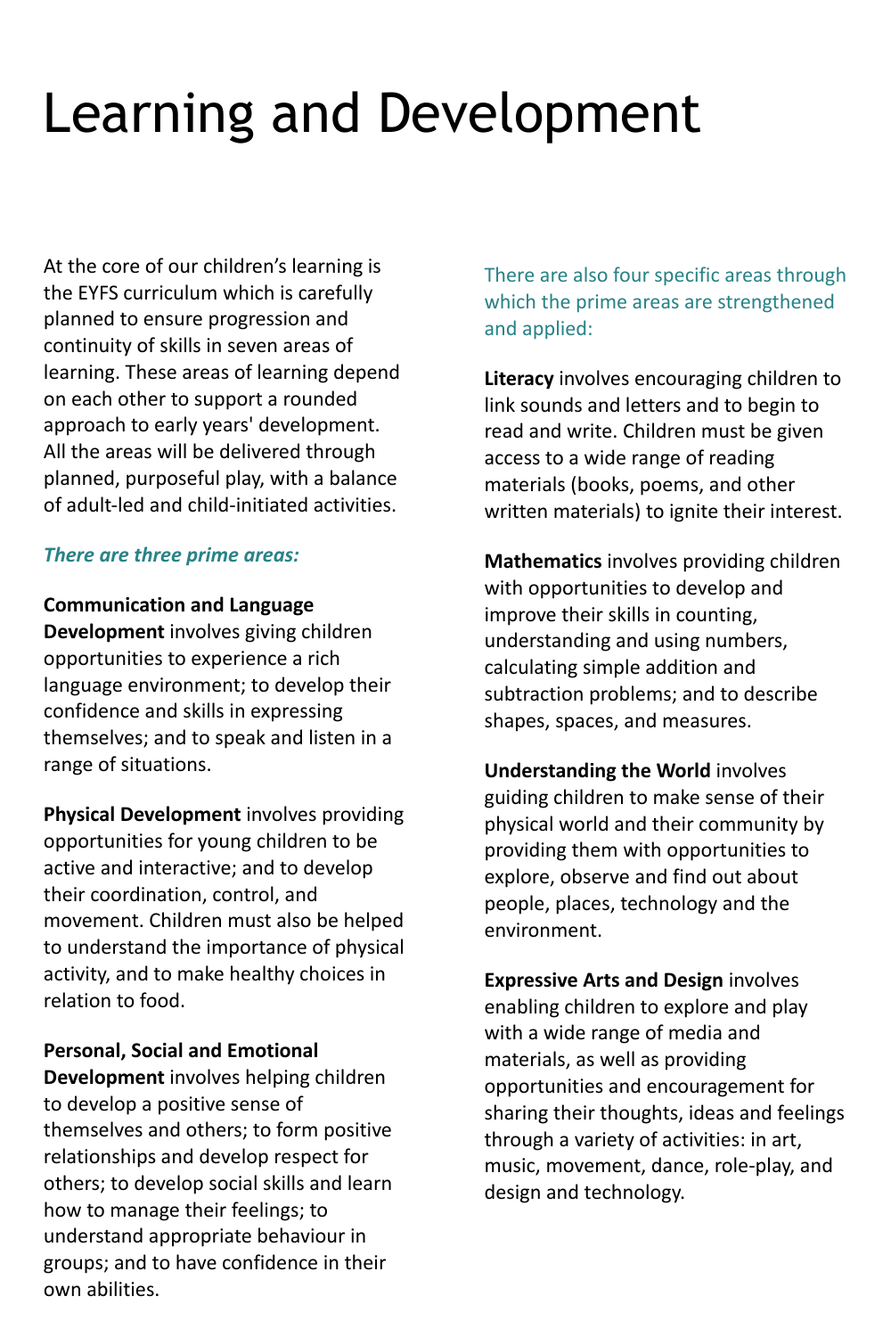# Learning and Development

At the core of our children's learning is the EYFS curriculum which is carefully planned to ensure progression and continuity of skills in seven areas of learning. These areas of learning depend on each other to support a rounded approach to early years' development. All the areas will be delivered through planned, purposeful play, with a balance of adult-led and child-initiated activities.

***There are three prime areas:***

**Communication and Language Development** involves giving children opportunities to experience a rich language environment; to develop their confidence and skills in expressing themselves; and to speak and listen in a range of situations.

**Physical Development** involves providing opportunities for young children to be active and interactive; and to develop their coordination, control, and movement. Children must also be helped to understand the importance of physical activity, and to make healthy choices in relation to food.

**Personal, Social and Emotional Development** involves helping children to develop a positive sense of themselves and others; to form positive relationships and develop respect for others; to develop social skills and learn how to manage their feelings; to understand appropriate behaviour in groups; and to have confidence in their own abilities.

There are also four specific areas through which the prime areas are strengthened and applied:

**Literacy** involves encouraging children to link sounds and letters and to begin to read and write. Children must be given access to a wide range of reading materials (books, poems, and other written materials) to ignite their interest.

**Mathematics** involves providing children with opportunities to develop and improve their skills in counting, understanding and using numbers, calculating simple addition and subtraction problems; and to describe shapes, spaces, and measures.

**Understanding the World** involves guiding children to make sense of their physical world and their community by providing them with opportunities to explore, observe and find out about people, places, technology and the environment.

**Expressive Arts and Design** involves enabling children to explore and play with a wide range of media and materials, as well as providing opportunities and encouragement for sharing their thoughts, ideas and feelings through a variety of activities: in art, music, movement, dance, role-play, and design and technology.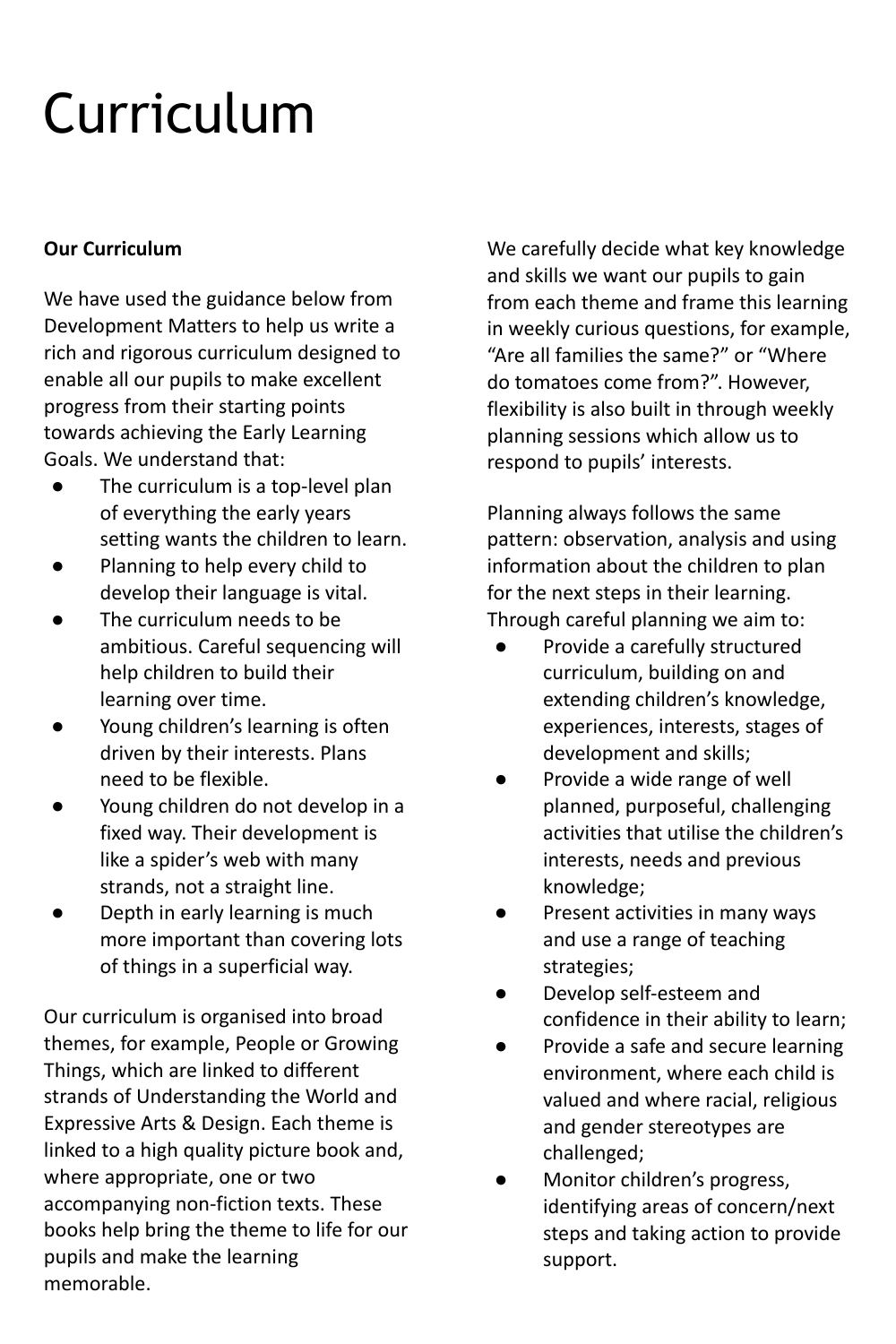# Curriculum

**Our Curriculum**

We have used the guidance below from Development Matters to help us write a rich and rigorous curriculum designed to enable all our pupils to make excellent progress from their starting points towards achieving the Early Learning Goals. We understand that:

- The curriculum is a top-level plan of everything the early years setting wants the children to learn.
- Planning to help every child to develop their language is vital.
- The curriculum needs to be ambitious. Careful sequencing will help children to build their learning over time.
- Young children's learning is often driven by their interests. Plans need to be flexible.
- Young children do not develop in a fixed way. Their development is like a spider's web with many strands, not a straight line.
- Depth in early learning is much more important than covering lots of things in a superficial way.

Our curriculum is organised into broad themes, for example, People or Growing Things, which are linked to different strands of Understanding the World and Expressive Arts & Design. Each theme is linked to a high quality picture book and, where appropriate, one or two accompanying non-fiction texts. These books help bring the theme to life for our pupils and make the learning memorable.

We carefully decide what key knowledge and skills we want our pupils to gain from each theme and frame this learning in weekly curious questions, for example, "Are all families the same?" or "Where do tomatoes come from?". However, flexibility is also built in through weekly planning sessions which allow us to respond to pupils' interests.

Planning always follows the same pattern: observation, analysis and using information about the children to plan for the next steps in their learning. Through careful planning we aim to:

- Provide a carefully structured curriculum, building on and extending children's knowledge, experiences, interests, stages of development and skills;
- Provide a wide range of well planned, purposeful, challenging activities that utilise the children's interests, needs and previous knowledge;
- Present activities in many ways and use a range of teaching strategies;
- Develop self-esteem and confidence in their ability to learn;
- Provide a safe and secure learning environment, where each child is valued and where racial, religious and gender stereotypes are challenged;
- Monitor children's progress, identifying areas of concern/next steps and taking action to provide support.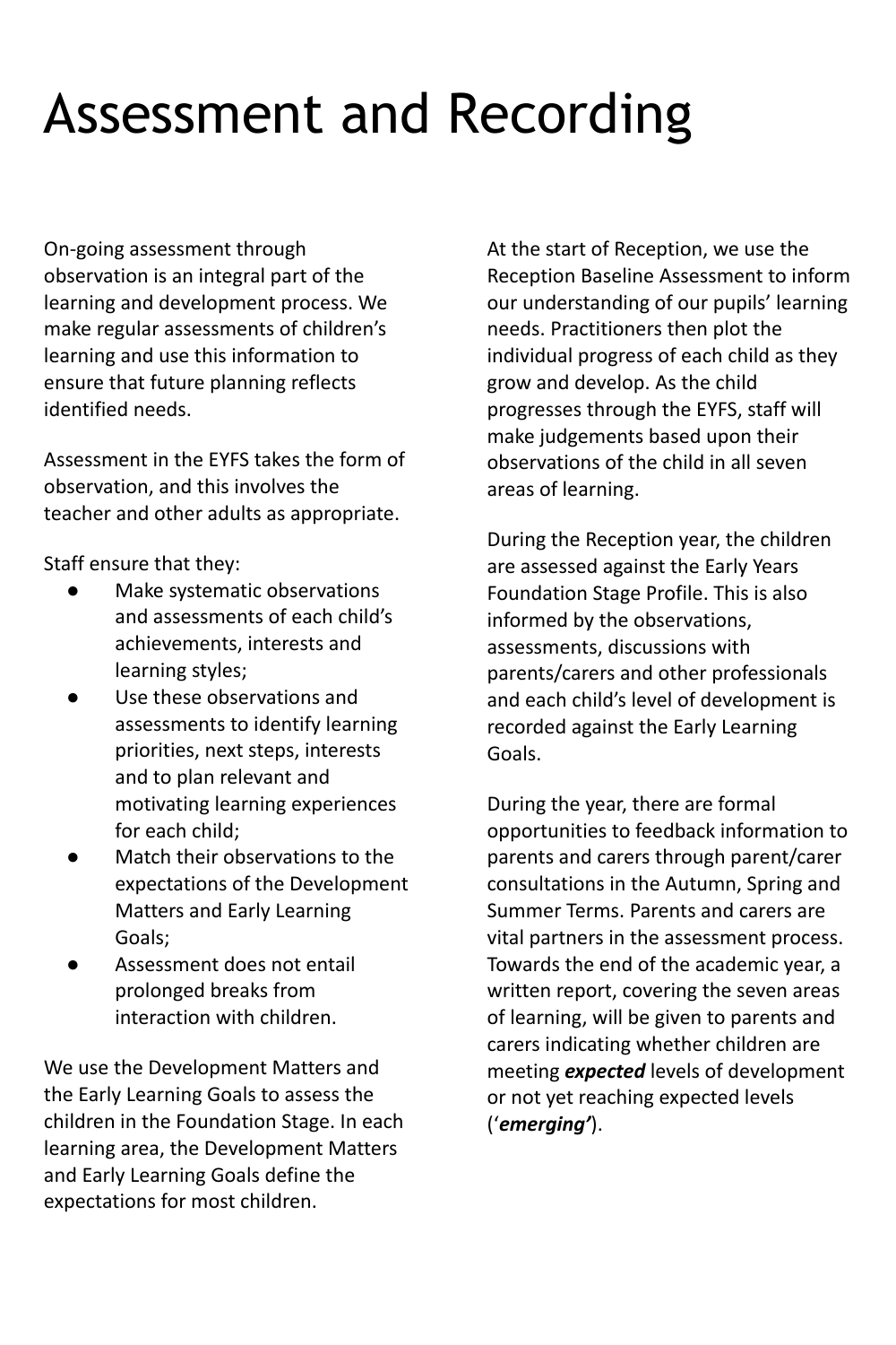# Assessment and Recording

On-going assessment through observation is an integral part of the learning and development process. We make regular assessments of children's learning and use this information to ensure that future planning reflects identified needs.

Assessment in the EYFS takes the form of observation, and this involves the teacher and other adults as appropriate.

Staff ensure that they:

- Make systematic observations and assessments of each child's achievements, interests and learning styles;
- Use these observations and assessments to identify learning priorities, next steps, interests and to plan relevant and motivating learning experiences for each child;
- Match their observations to the expectations of the Development Matters and Early Learning Goals;
- Assessment does not entail prolonged breaks from interaction with children.

We use the Development Matters and the Early Learning Goals to assess the children in the Foundation Stage. In each learning area, the Development Matters and Early Learning Goals define the expectations for most children.

At the start of Reception, we use the Reception Baseline Assessment to inform our understanding of our pupils' learning needs. Practitioners then plot the individual progress of each child as they grow and develop. As the child progresses through the EYFS, staff will make judgements based upon their observations of the child in all seven areas of learning.

During the Reception year, the children are assessed against the Early Years Foundation Stage Profile. This is also informed by the observations, assessments, discussions with parents/carers and other professionals and each child's level of development is recorded against the Early Learning Goals.

During the year, there are formal opportunities to feedback information to parents and carers through parent/carer consultations in the Autumn, Spring and Summer Terms. Parents and carers are vital partners in the assessment process. Towards the end of the academic year, a written report, covering the seven areas of learning, will be given to parents and carers indicating whether children are meeting ***expected*** levels of development or not yet reaching expected levels ('***emerging'***).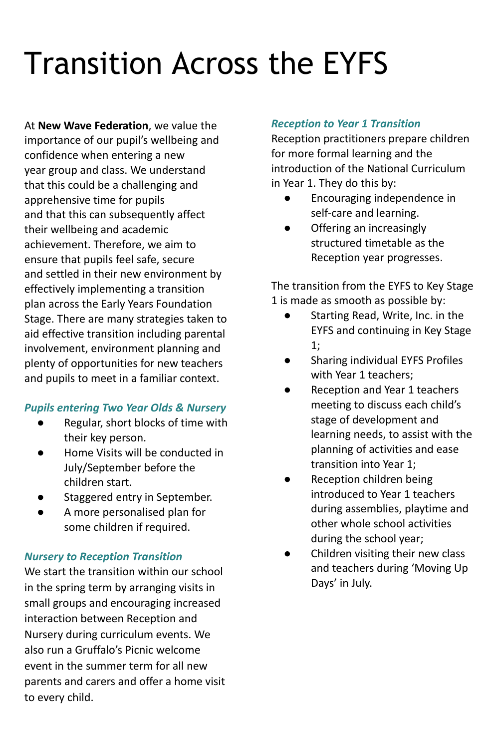# Transition Across the EYFS

At **New Wave Federation**, we value the importance of our pupil's wellbeing and confidence when entering a new year group and class. We understand that this could be a challenging and apprehensive time for pupils and that this can subsequently affect their wellbeing and academic achievement. Therefore, we aim to ensure that pupils feel safe, secure and settled in their new environment by effectively implementing a transition plan across the Early Years Foundation Stage. There are many strategies taken to aid effective transition including parental involvement, environment planning and plenty of opportunities for new teachers and pupils to meet in a familiar context.

### *Pupils entering Two Year Olds & Nursery*

- Regular, short blocks of time with their key person.
- Home Visits will be conducted in July/September before the children start.
- Staggered entry in September.
- A more personalised plan for some children if required.

### *Nursery to Reception Transition*

We start the transition within our school in the spring term by arranging visits in small groups and encouraging increased interaction between Reception and Nursery during curriculum events. We also run a Gruffalo's Picnic welcome event in the summer term for all new parents and carers and offer a home visit to every child.

### *Reception to Year 1 Transition*

Reception practitioners prepare children for more formal learning and the introduction of the National Curriculum in Year 1. They do this by:

- Encouraging independence in self-care and learning.
- Offering an increasingly structured timetable as the Reception year progresses.

The transition from the EYFS to Key Stage 1 is made as smooth as possible by:

- Starting Read, Write, Inc. in the EYFS and continuing in Key Stage 1;
- Sharing individual EYFS Profiles with Year 1 teachers;
- Reception and Year 1 teachers meeting to discuss each child's stage of development and learning needs, to assist with the planning of activities and ease transition into Year 1;
- Reception children being introduced to Year 1 teachers during assemblies, playtime and other whole school activities during the school year;
- Children visiting their new class and teachers during 'Moving Up Days' in July.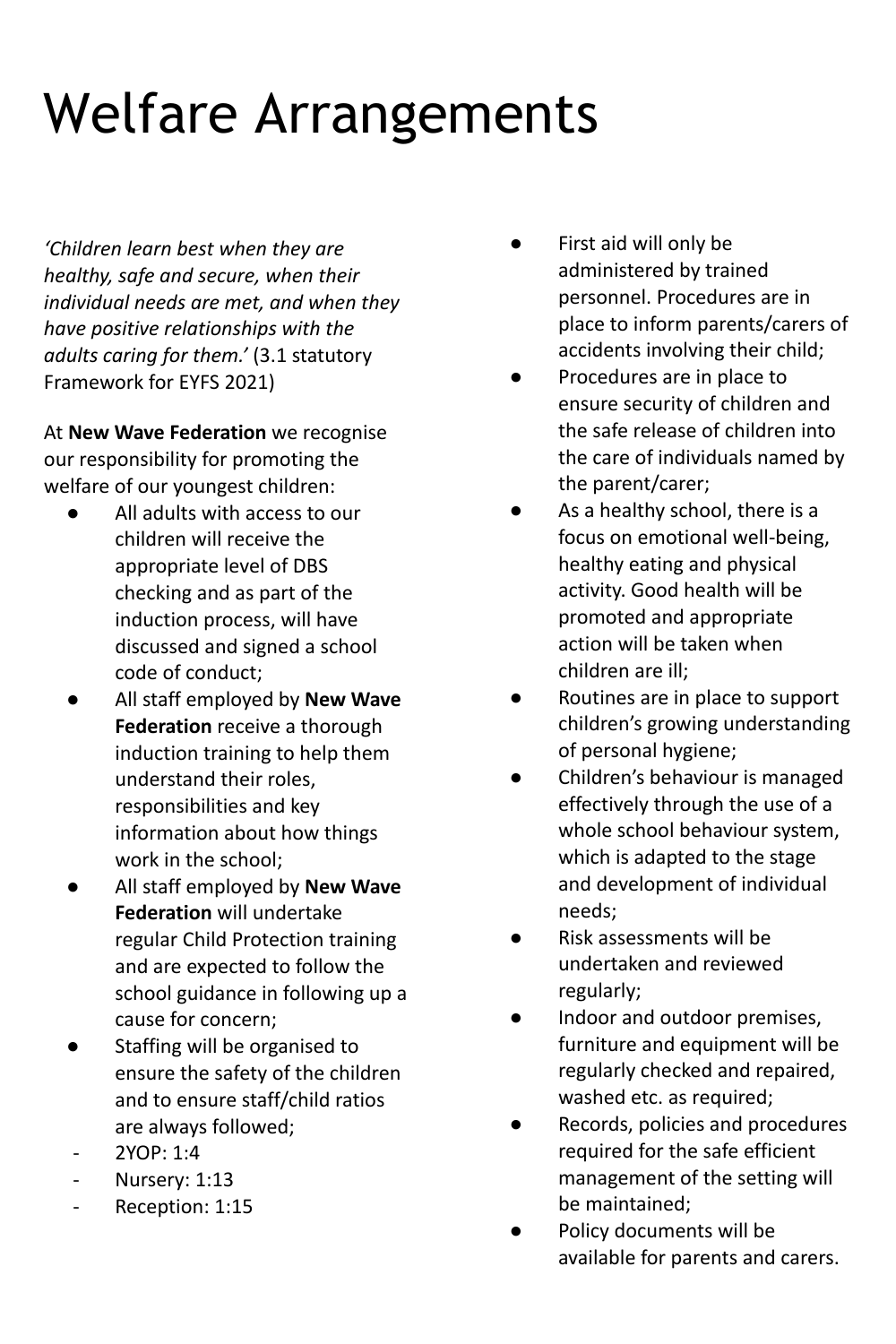# Welfare Arrangements

*'Children learn best when they are healthy, safe and secure, when their individual needs are met, and when they have positive relationships with the adults caring for them.'* (3.1 statutory Framework for EYFS 2021)

At **New Wave Federation** we recognise our responsibility for promoting the welfare of our youngest children:

- All adults with access to our children will receive the appropriate level of DBS checking and as part of the induction process, will have discussed and signed a school code of conduct;
- All staff employed by **New Wave Federation** receive a thorough induction training to help them understand their roles, responsibilities and key information about how things work in the school;
- All staff employed by **New Wave Federation** will undertake regular Child Protection training and are expected to follow the school guidance in following up a cause for concern;
- Staffing will be organised to ensure the safety of the children and to ensure staff/child ratios are always followed;
  - 2YOP: 1:4
  - Nursery: 1:13
  - Reception: 1:15
- First aid will only be administered by trained personnel. Procedures are in place to inform parents/carers of accidents involving their child;
- Procedures are in place to ensure security of children and the safe release of children into the care of individuals named by the parent/carer;
- As a healthy school, there is a focus on emotional well-being, healthy eating and physical activity. Good health will be promoted and appropriate action will be taken when children are ill;
- Routines are in place to support children's growing understanding of personal hygiene;
- Children's behaviour is managed effectively through the use of a whole school behaviour system, which is adapted to the stage and development of individual needs;
- Risk assessments will be undertaken and reviewed regularly;
- Indoor and outdoor premises, furniture and equipment will be regularly checked and repaired, washed etc. as required;
- Records, policies and procedures required for the safe efficient management of the setting will be maintained;
- Policy documents will be available for parents and carers.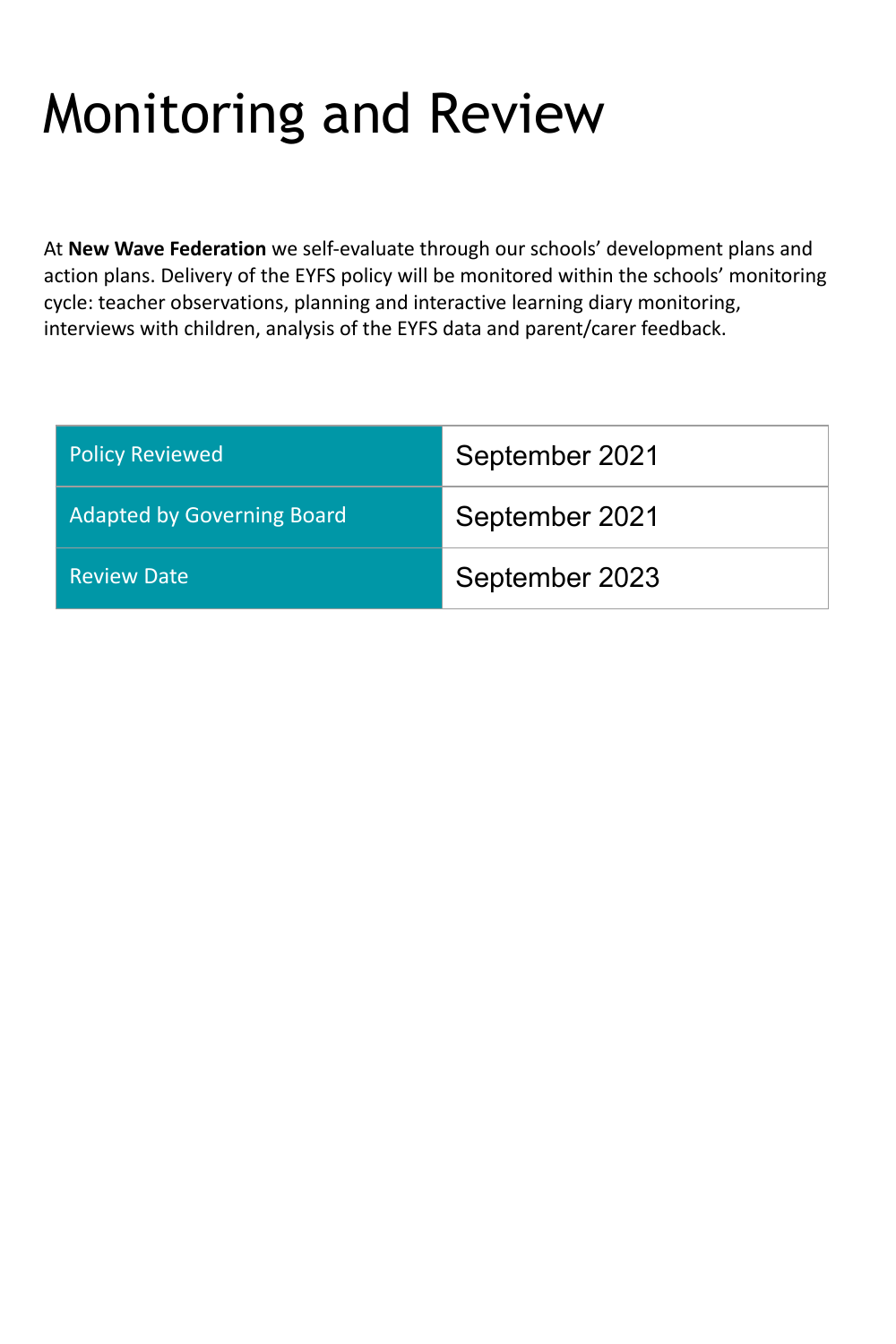# Monitoring and Review

At **New Wave Federation** we self-evaluate through our schools' development plans and action plans. Delivery of the EYFS policy will be monitored within the schools' monitoring cycle: teacher observations, planning and interactive learning diary monitoring, interviews with children, analysis of the EYFS data and parent/carer feedback.

| | |
|---|---|
| Policy Reviewed | September 2021 |
| Adapted by Governing Board | September 2021 |
| Review Date | September 2023 |